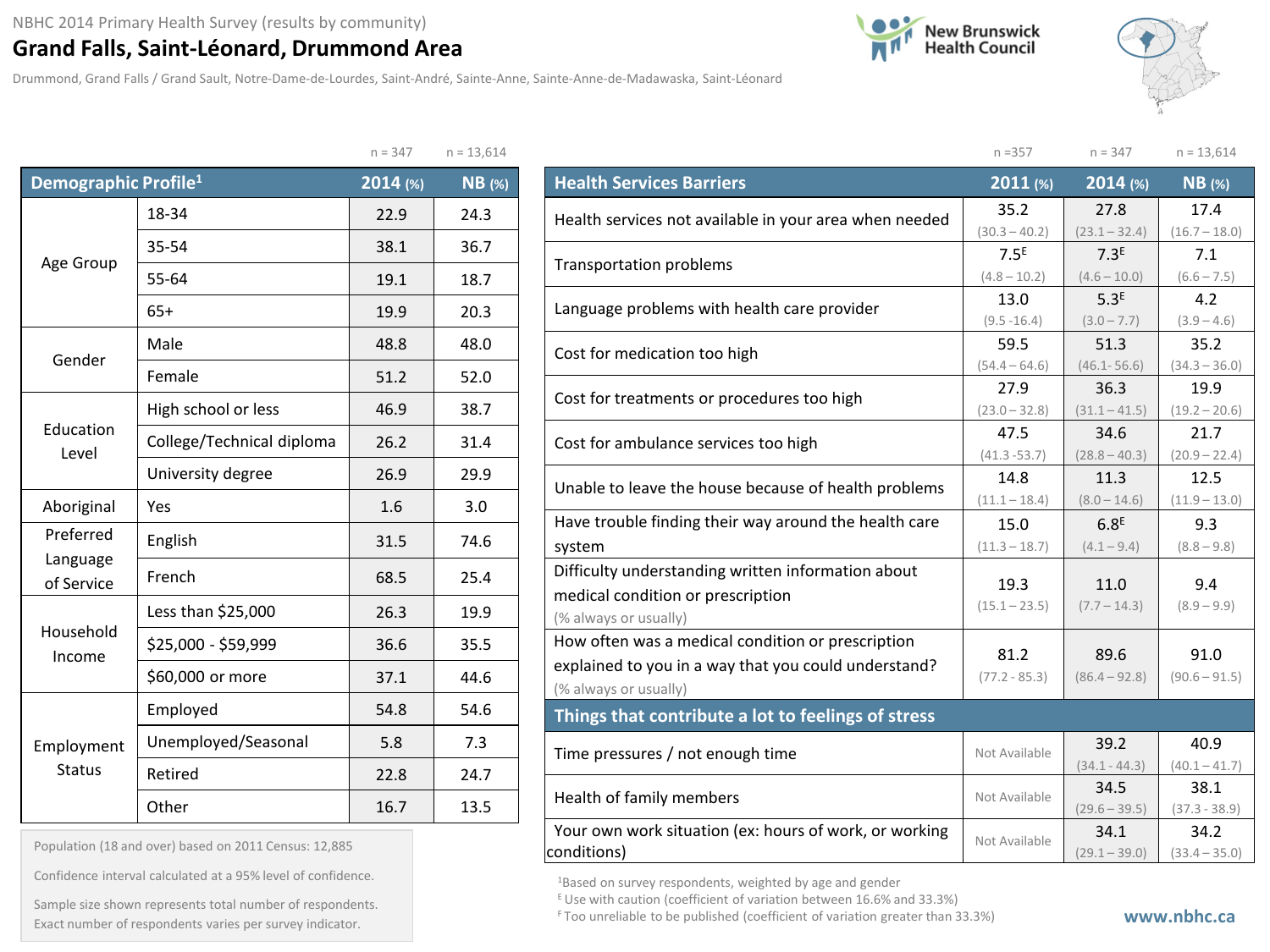NBHC 2014 Primary Health Survey (results by community)

# Grand Falls, Saint-Léonard, Drummond Area

Drummond, Grand Falls / Grand Sault, Notre-Dame-de-Lourdes, Saint-André, Sainte-Anne, Sainte-Anne-de-Madawaska, Saint-Léonard

New Brunswick Health Council

| Demographic Profile[1] | | 2014 (%) n = 347 | NB (%) n = 13,614 |
|---|---|---|---|
| Age Group | 18-34 | 22.9 | 24.3 |
| | 35-54 | 38.1 | 36.7 |
| | 55-64 | 19.1 | 18.7 |
| | 65+ | 19.9 | 20.3 |
| Gender | Male | 48.8 | 48.0 |
| | Female | 51.2 | 52.0 |
| Education Level | High school or less | 46.9 | 38.7 |
| | College/Technical diploma | 26.2 | 31.4 |
| | University degree | 26.9 | 29.9 |
| Aboriginal | Yes | 1.6 | 3.0 |
| Preferred Language of Service | English | 31.5 | 74.6 |
| | French | 68.5 | 25.4 |
| Household Income | Less than $25,000 | 26.3 | 19.9 |
| | $25,000 - $59,999 | 36.6 | 35.5 |
| | $60,000 or more | 37.1 | 44.6 |
| Employment Status | Employed | 54.8 | 54.6 |
| | Unemployed/Seasonal | 5.8 | 7.3 |
| | Retired | 22.8 | 24.7 |
| | Other | 16.7 | 13.5 |

Population (18 and over) based on 2011 Census: 12,885

Confidence interval calculated at a 95% level of confidence.

Sample size shown represents total number of respondents. Exact number of respondents varies per survey indicator.

| Health Services Barriers | 2011 (%) n = 357 | 2014 (%) n = 347 | NB (%) n = 13,614 |
|---|---|---|---|
| Health services not available in your area when needed | 35.2 (30.3 – 40.2) | 27.8 (23.1 – 32.4) | 17.4 (16.7 – 18.0) |
| Transportation problems | 7.5[E] (4.8 – 10.2) | 7.3[E] (4.6 – 10.0) | 7.1 (6.6 – 7.5) |
| Language problems with health care provider | 13.0 (9.5 -16.4) | 5.3[E] (3.0 – 7.7) | 4.2 (3.9 – 4.6) |
| Cost for medication too high | 59.5 (54.4 – 64.6) | 51.3 (46.1- 56.6) | 35.2 (34.3 – 36.0) |
| Cost for treatments or procedures too high | 27.9 (23.0 – 32.8) | 36.3 (31.1 – 41.5) | 19.9 (19.2 – 20.6) |
| Cost for ambulance services too high | 47.5 (41.3 -53.7) | 34.6 (28.8 – 40.3) | 21.7 (20.9 – 22.4) |
| Unable to leave the house because of health problems | 14.8 (11.1 – 18.4) | 11.3 (8.0 – 14.6) | 12.5 (11.9 – 13.0) |
| Have trouble finding their way around the health care system | 15.0 (11.3 – 18.7) | 6.8[E] (4.1 – 9.4) | 9.3 (8.8 – 9.8) |
| Difficulty understanding written information about medical condition or prescription (% always or usually) | 19.3 (15.1 – 23.5) | 11.0 (7.7 – 14.3) | 9.4 (8.9 – 9.9) |
| How often was a medical condition or prescription explained to you in a way that you could understand? (% always or usually) | 81.2 (77.2 - 85.3) | 89.6 (86.4 – 92.8) | 91.0 (90.6 – 91.5) |
| **Things that contribute a lot to feelings of stress** | | | |
| Time pressures / not enough time | Not Available | 39.2 (34.1 - 44.3) | 40.9 (40.1 – 41.7) |
| Health of family members | Not Available | 34.5 (29.6 – 39.5) | 38.1 (37.3 - 38.9) |
| Your own work situation (ex: hours of work, or working conditions) | Not Available | 34.1 (29.1 – 39.0) | 34.2 (33.4 – 35.0) |

[1] Based on survey respondents, weighted by age and gender

[E] Use with caution (coefficient of variation between 16.6% and 33.3%)

[F] Too unreliable to be published (coefficient of variation greater than 33.3%)

www.nbhc.ca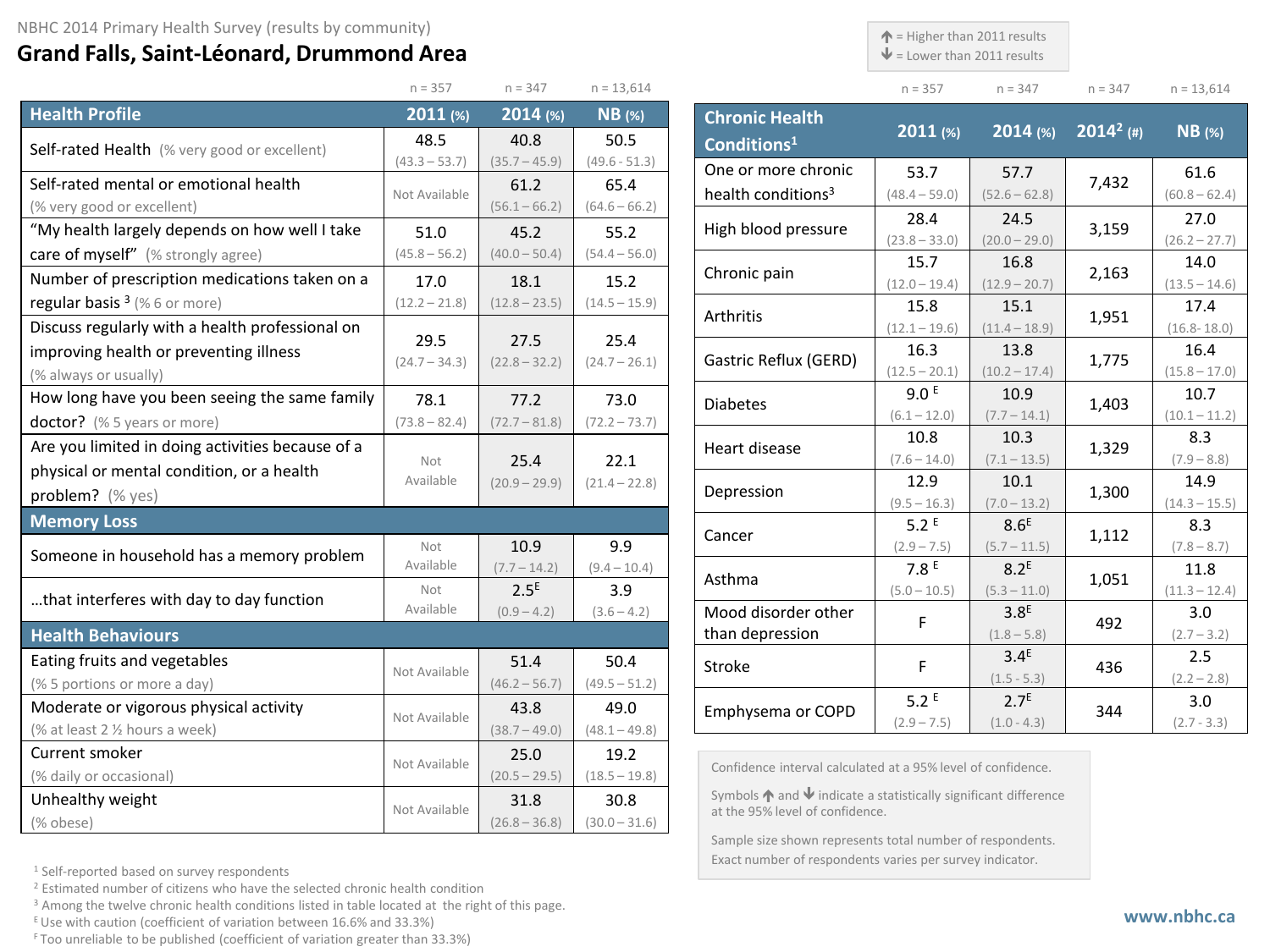NBHC 2014 Primary Health Survey (results by community)

# Grand Falls, Saint-Léonard, Drummond Area

↑ = Higher than 2011 results
↓ = Lower than 2011 results

| Health Profile | 2011 (%) n = 357 | 2014 (%) n = 347 | NB (%) n = 13,614 |
|---|---|---|---|
| Self-rated Health (% very good or excellent) | 48.5 (43.3 – 53.7) | 40.8 (35.7 – 45.9) | 50.5 (49.6 - 51.3) |
| Self-rated mental or emotional health (% very good or excellent) | Not Available | 61.2 (56.1 – 66.2) | 65.4 (64.6 – 66.2) |
| "My health largely depends on how well I take care of myself" (% strongly agree) | 51.0 (45.8 – 56.2) | 45.2 (40.0 – 50.4) | 55.2 (54.4 – 56.0) |
| Number of prescription medications taken on a regular basis [3] (% 6 or more) | 17.0 (12.2 – 21.8) | 18.1 (12.8 – 23.5) | 15.2 (14.5 – 15.9) |
| Discuss regularly with a health professional on improving health or preventing illness (% always or usually) | 29.5 (24.7 – 34.3) | 27.5 (22.8 – 32.2) | 25.4 (24.7 – 26.1) |
| How long have you been seeing the same family doctor? (% 5 years or more) | 78.1 (73.8 – 82.4) | 77.2 (72.7 – 81.8) | 73.0 (72.2 – 73.7) |
| Are you limited in doing activities because of a physical or mental condition, or a health problem? (% yes) | Not Available | 25.4 (20.9 – 29.9) | 22.1 (21.4 – 22.8) |
| **Memory Loss** | | | |
| Someone in household has a memory problem | Not Available | 10.9 (7.7 – 14.2) | 9.9 (9.4 – 10.4) |
| …that interferes with day to day function | Not Available | 2.5[E] (0.9 – 4.2) | 3.9 (3.6 – 4.2) |
| **Health Behaviours** | | | |
| Eating fruits and vegetables (% 5 portions or more a day) | Not Available | 51.4 (46.2 – 56.7) | 50.4 (49.5 – 51.2) |
| Moderate or vigorous physical activity (% at least 2 ½ hours a week) | Not Available | 43.8 (38.7 – 49.0) | 49.0 (48.1 – 49.8) |
| Current smoker (% daily or occasional) | Not Available | 25.0 (20.5 – 29.5) | 19.2 (18.5 – 19.8) |
| Unhealthy weight (% obese) | Not Available | 31.8 (26.8 – 36.8) | 30.8 (30.0 – 31.6) |

| Chronic Health Conditions[1] | 2011 (%) n = 357 | 2014 (%) n = 347 | 2014[2] (#) n = 347 | NB (%) n = 13,614 |
|---|---|---|---|---|
| One or more chronic health conditions[3] | 53.7 (48.4 – 59.0) | 57.7 (52.6 – 62.8) | 7,432 | 61.6 (60.8 – 62.4) |
| High blood pressure | 28.4 (23.8 – 33.0) | 24.5 (20.0 – 29.0) | 3,159 | 27.0 (26.2 – 27.7) |
| Chronic pain | 15.7 (12.0 – 19.4) | 16.8 (12.9 – 20.7) | 2,163 | 14.0 (13.5 – 14.6) |
| Arthritis | 15.8 (12.1 – 19.6) | 15.1 (11.4 – 18.9) | 1,951 | 17.4 (16.8- 18.0) |
| Gastric Reflux (GERD) | 16.3 (12.5 – 20.1) | 13.8 (10.2 – 17.4) | 1,775 | 16.4 (15.8 – 17.0) |
| Diabetes | 9.0 [E] (6.1 – 12.0) | 10.9 (7.7 – 14.1) | 1,403 | 10.7 (10.1 – 11.2) |
| Heart disease | 10.8 (7.6 – 14.0) | 10.3 (7.1 – 13.5) | 1,329 | 8.3 (7.9 – 8.8) |
| Depression | 12.9 (9.5 – 16.3) | 10.1 (7.0 – 13.2) | 1,300 | 14.9 (14.3 – 15.5) |
| Cancer | 5.2 [E] (2.9 – 7.5) | 8.6[E] (5.7 – 11.5) | 1,112 | 8.3 (7.8 – 8.7) |
| Asthma | 7.8 [E] (5.0 – 10.5) | 8.2[E] (5.3 – 11.0) | 1,051 | 11.8 (11.3 – 12.4) |
| Mood disorder other than depression | F | 3.8[E] (1.8 – 5.8) | 492 | 3.0 (2.7 – 3.2) |
| Stroke | F | 3.4[E] (1.5 - 5.3) | 436 | 2.5 (2.2 – 2.8) |
| Emphysema or COPD | 5.2 [E] (2.9 – 7.5) | 2.7[E] (1.0 - 4.3) | 344 | 3.0 (2.7 - 3.3) |

Confidence interval calculated at a 95% level of confidence.

Symbols ↑ and ↓ indicate a statistically significant difference at the 95% level of confidence.

Sample size shown represents total number of respondents. Exact number of respondents varies per survey indicator.

[1] Self-reported based on survey respondents
[2] Estimated number of citizens who have the selected chronic health condition
[3] Among the twelve chronic health conditions listed in table located at the right of this page.
[E] Use with caution (coefficient of variation between 16.6% and 33.3%)
[F] Too unreliable to be published (coefficient of variation greater than 33.3%)

www.nbhc.ca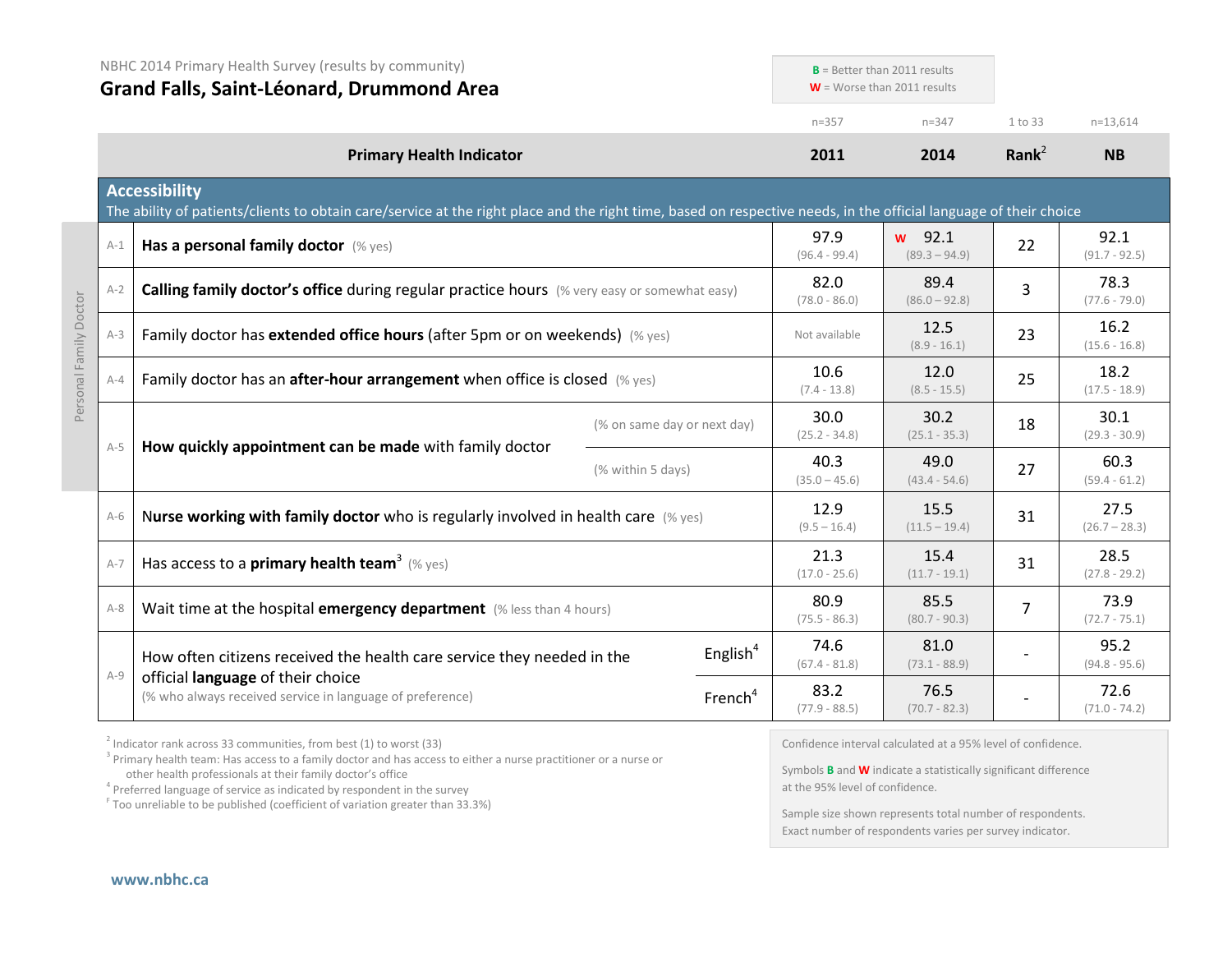NBHC 2014 Primary Health Survey (results by community)

## Grand Falls, Saint-Léonard, Drummond Area

**B** = Better than 2011 results
**W** = Worse than 2011 results

| | Primary Health Indicator | | 2011 (n=357) | 2014 (n=347) | Rank[2] (1 to 33) | NB (n=13,614) |
|---|---|---|---|---|---|---|
| | **Accessibility** The ability of patients/clients to obtain care/service at the right place and the right time, based on respective needs, in the official language of their choice | | | | | |
| A-1 | **Has a personal family doctor** (% yes) | | 97.9 (96.4 - 99.4) | W 92.1 (89.3 – 94.9) | 22 | 92.1 (91.7 - 92.5) |
| A-2 | **Calling family doctor's office** during regular practice hours (% very easy or somewhat easy) | | 82.0 (78.0 - 86.0) | 89.4 (86.0 – 92.8) | 3 | 78.3 (77.6 - 79.0) |
| A-3 | Family doctor has **extended office hours** (after 5pm or on weekends) (% yes) | | Not available | 12.5 (8.9 - 16.1) | 23 | 16.2 (15.6 - 16.8) |
| A-4 | Family doctor has an **after-hour arrangement** when office is closed (% yes) | | 10.6 (7.4 - 13.8) | 12.0 (8.5 - 15.5) | 25 | 18.2 (17.5 - 18.9) |
| A-5 | **How quickly appointment can be made** with family doctor | (% on same day or next day) | 30.0 (25.2 - 34.8) | 30.2 (25.1 - 35.3) | 18 | 30.1 (29.3 - 30.9) |
| | | (% within 5 days) | 40.3 (35.0 – 45.6) | 49.0 (43.4 - 54.6) | 27 | 60.3 (59.4 - 61.2) |
| A-6 | **Nurse working with family doctor** who is regularly involved in health care (% yes) | | 12.9 (9.5 – 16.4) | 15.5 (11.5 – 19.4) | 31 | 27.5 (26.7 – 28.3) |
| A-7 | Has access to a **primary health team**[3] (% yes) | | 21.3 (17.0 - 25.6) | 15.4 (11.7 - 19.1) | 31 | 28.5 (27.8 - 29.2) |
| A-8 | Wait time at the hospital **emergency department** (% less than 4 hours) | | 80.9 (75.5 - 86.3) | 85.5 (80.7 - 90.3) | 7 | 73.9 (72.7 - 75.1) |
| A-9 | How often citizens received the health care service they needed in the official **language** of their choice (% who always received service in language of preference) | English[4] | 74.6 (67.4 - 81.8) | 81.0 (73.1 - 88.9) | - | 95.2 (94.8 - 95.6) |
| | | French[4] | 83.2 (77.9 - 88.5) | 76.5 (70.7 - 82.3) | - | 72.6 (71.0 - 74.2) |

Personal Family Doctor: A-1 to A-5

[2] Indicator rank across 33 communities, from best (1) to worst (33)
[3] Primary health team: Has access to a family doctor and has access to either a nurse practitioner or a nurse or other health professionals at their family doctor's office
[4] Preferred language of service as indicated by respondent in the survey
[F] Too unreliable to be published (coefficient of variation greater than 33.3%)

Confidence interval calculated at a 95% level of confidence.

Symbols **B** and **W** indicate a statistically significant difference at the 95% level of confidence.

Sample size shown represents total number of respondents. Exact number of respondents varies per survey indicator.

www.nbhc.ca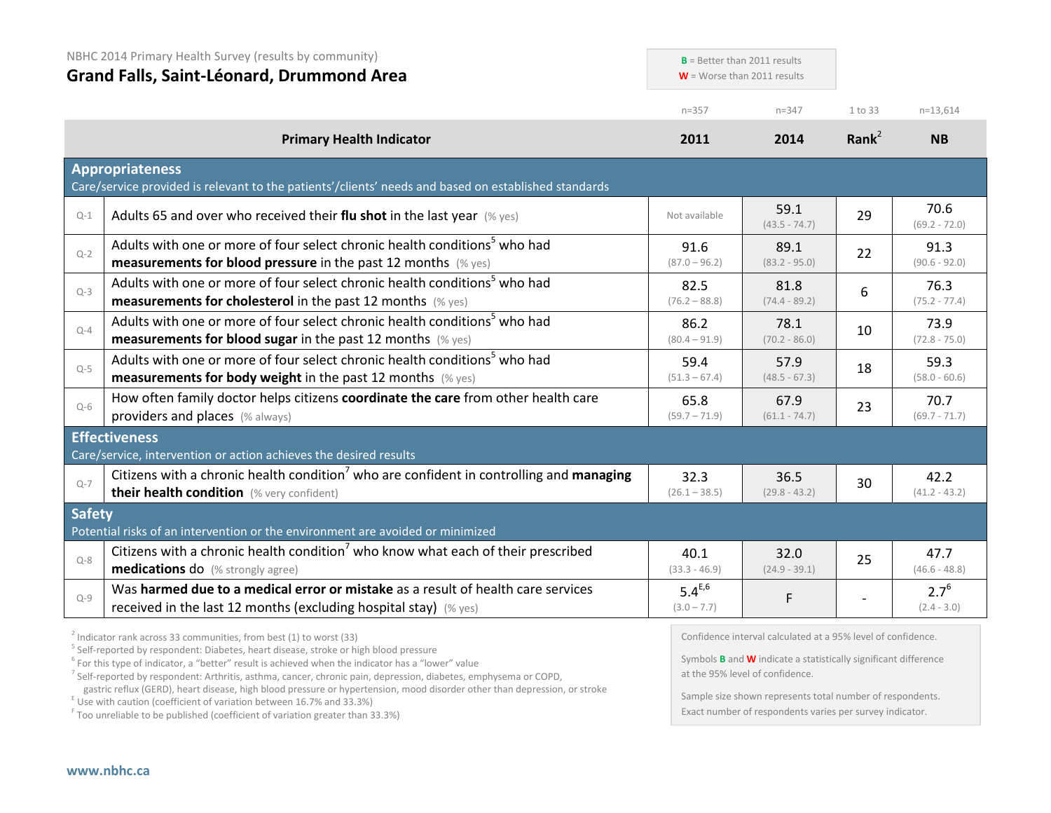NBHC 2014 Primary Health Survey (results by community)

# Grand Falls, Saint-Léonard, Drummond Area

**B** = Better than 2011 results
**W** = Worse than 2011 results

| | Primary Health Indicator | 2011 (n=357) | 2014 (n=347) | Rank[2] (1 to 33) | NB (n=13,614) |
|---|---|---|---|---|---|
| **Appropriateness** | Care/service provided is relevant to the patients'/clients' needs and based on established standards | | | | |
| Q-1 | Adults 65 and over who received their **flu shot** in the last year (% yes) | Not available | 59.1 (43.5 - 74.7) | 29 | 70.6 (69.2 - 72.0) |
| Q-2 | Adults with one or more of four select chronic health conditions[5] who had **measurements for blood pressure** in the past 12 months (% yes) | 91.6 (87.0 – 96.2) | 89.1 (83.2 - 95.0) | 22 | 91.3 (90.6 - 92.0) |
| Q-3 | Adults with one or more of four select chronic health conditions[5] who had **measurements for cholesterol** in the past 12 months (% yes) | 82.5 (76.2 – 88.8) | 81.8 (74.4 - 89.2) | 6 | 76.3 (75.2 - 77.4) |
| Q-4 | Adults with one or more of four select chronic health conditions[5] who had **measurements for blood sugar** in the past 12 months (% yes) | 86.2 (80.4 – 91.9) | 78.1 (70.2 - 86.0) | 10 | 73.9 (72.8 - 75.0) |
| Q-5 | Adults with one or more of four select chronic health conditions[5] who had **measurements for body weight** in the past 12 months (% yes) | 59.4 (51.3 – 67.4) | 57.9 (48.5 - 67.3) | 18 | 59.3 (58.0 - 60.6) |
| Q-6 | How often family doctor helps citizens **coordinate the care** from other health care providers and places (% always) | 65.8 (59.7 – 71.9) | 67.9 (61.1 - 74.7) | 23 | 70.7 (69.7 - 71.7) |
| **Effectiveness** | Care/service, intervention or action achieves the desired results | | | | |
| Q-7 | Citizens with a chronic health condition[7] who are confident in controlling and **managing their health condition** (% very confident) | 32.3 (26.1 – 38.5) | 36.5 (29.8 - 43.2) | 30 | 42.2 (41.2 - 43.2) |
| **Safety** | Potential risks of an intervention or the environment are avoided or minimized | | | | |
| Q-8 | Citizens with a chronic health condition[7] who know what each of their prescribed **medications** do (% strongly agree) | 40.1 (33.3 - 46.9) | 32.0 (24.9 - 39.1) | 25 | 47.7 (46.6 - 48.8) |
| Q-9 | Was **harmed due to a medical error or mistake** as a result of health care services received in the last 12 months (excluding hospital stay) (% yes) | 5.4[E,6] (3.0 – 7.7) | F | - | 2.7[6] (2.4 - 3.0) |

[2] Indicator rank across 33 communities, from best (1) to worst (33)
[5] Self-reported by respondent: Diabetes, heart disease, stroke or high blood pressure
[6] For this type of indicator, a "better" result is achieved when the indicator has a "lower" value
[7] Self-reported by respondent: Arthritis, asthma, cancer, chronic pain, depression, diabetes, emphysema or COPD, gastric reflux (GERD), heart disease, high blood pressure or hypertension, mood disorder other than depression, or stroke
[E] Use with caution (coefficient of variation between 16.7% and 33.3%)
[F] Too unreliable to be published (coefficient of variation greater than 33.3%)

Confidence interval calculated at a 95% level of confidence.

Symbols **B** and **W** indicate a statistically significant difference at the 95% level of confidence.

Sample size shown represents total number of respondents. Exact number of respondents varies per survey indicator.

www.nbhc.ca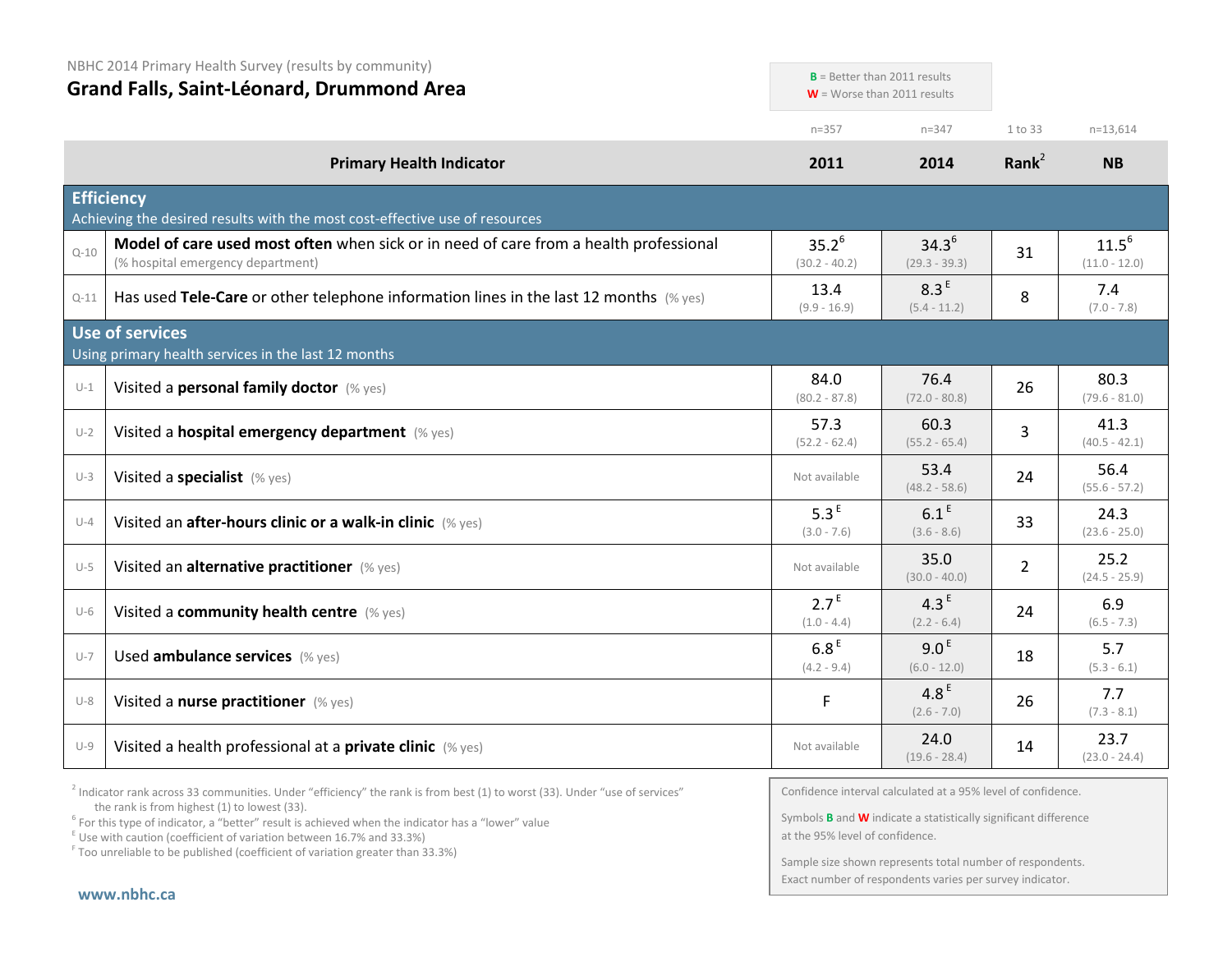NBHC 2014 Primary Health Survey (results by community)

# Grand Falls, Saint-Léonard, Drummond Area

**B** = Better than 2011 results
**W** = Worse than 2011 results

| | Primary Health Indicator | 2011 (n=357) | 2014 (n=347) | Rank[2] (1 to 33) | NB (n=13,614) |
|---|---|---|---|---|---|
| | **Efficiency** — Achieving the desired results with the most cost-effective use of resources | | | | |
| Q-10 | **Model of care used most often** when sick or in need of care from a health professional (% hospital emergency department) | 35.2[6] (30.2 - 40.2) | 34.3[6] (29.3 - 39.3) | 31 | 11.5[6] (11.0 - 12.0) |
| Q-11 | Has used **Tele-Care** or other telephone information lines in the last 12 months (% yes) | 13.4 (9.9 - 16.9) | 8.3[E] (5.4 - 11.2) | 8 | 7.4 (7.0 - 7.8) |
| | **Use of services** — Using primary health services in the last 12 months | | | | |
| U-1 | Visited a **personal family doctor** (% yes) | 84.0 (80.2 - 87.8) | 76.4 (72.0 - 80.8) | 26 | 80.3 (79.6 - 81.0) |
| U-2 | Visited a **hospital emergency department** (% yes) | 57.3 (52.2 - 62.4) | 60.3 (55.2 - 65.4) | 3 | 41.3 (40.5 - 42.1) |
| U-3 | Visited a **specialist** (% yes) | Not available | 53.4 (48.2 - 58.6) | 24 | 56.4 (55.6 - 57.2) |
| U-4 | Visited an **after-hours clinic or a walk-in clinic** (% yes) | 5.3[E] (3.0 - 7.6) | 6.1[E] (3.6 - 8.6) | 33 | 24.3 (23.6 - 25.0) |
| U-5 | Visited an **alternative practitioner** (% yes) | Not available | 35.0 (30.0 - 40.0) | 2 | 25.2 (24.5 - 25.9) |
| U-6 | Visited a **community health centre** (% yes) | 2.7[E] (1.0 - 4.4) | 4.3[E] (2.2 - 6.4) | 24 | 6.9 (6.5 - 7.3) |
| U-7 | Used **ambulance services** (% yes) | 6.8[E] (4.2 - 9.4) | 9.0[E] (6.0 - 12.0) | 18 | 5.7 (5.3 - 6.1) |
| U-8 | Visited a **nurse practitioner** (% yes) | F | 4.8[E] (2.6 - 7.0) | 26 | 7.7 (7.3 - 8.1) |
| U-9 | Visited a health professional at a **private clinic** (% yes) | Not available | 24.0 (19.6 - 28.4) | 14 | 23.7 (23.0 - 24.4) |

[2] Indicator rank across 33 communities. Under "efficiency" the rank is from best (1) to worst (33). Under "use of services" the rank is from highest (1) to lowest (33).
[6] For this type of indicator, a "better" result is achieved when the indicator has a "lower" value
[E] Use with caution (coefficient of variation between 16.7% and 33.3%)
[F] Too unreliable to be published (coefficient of variation greater than 33.3%)

Confidence interval calculated at a 95% level of confidence.

Symbols **B** and **W** indicate a statistically significant difference at the 95% level of confidence.

Sample size shown represents total number of respondents. Exact number of respondents varies per survey indicator.

www.nbhc.ca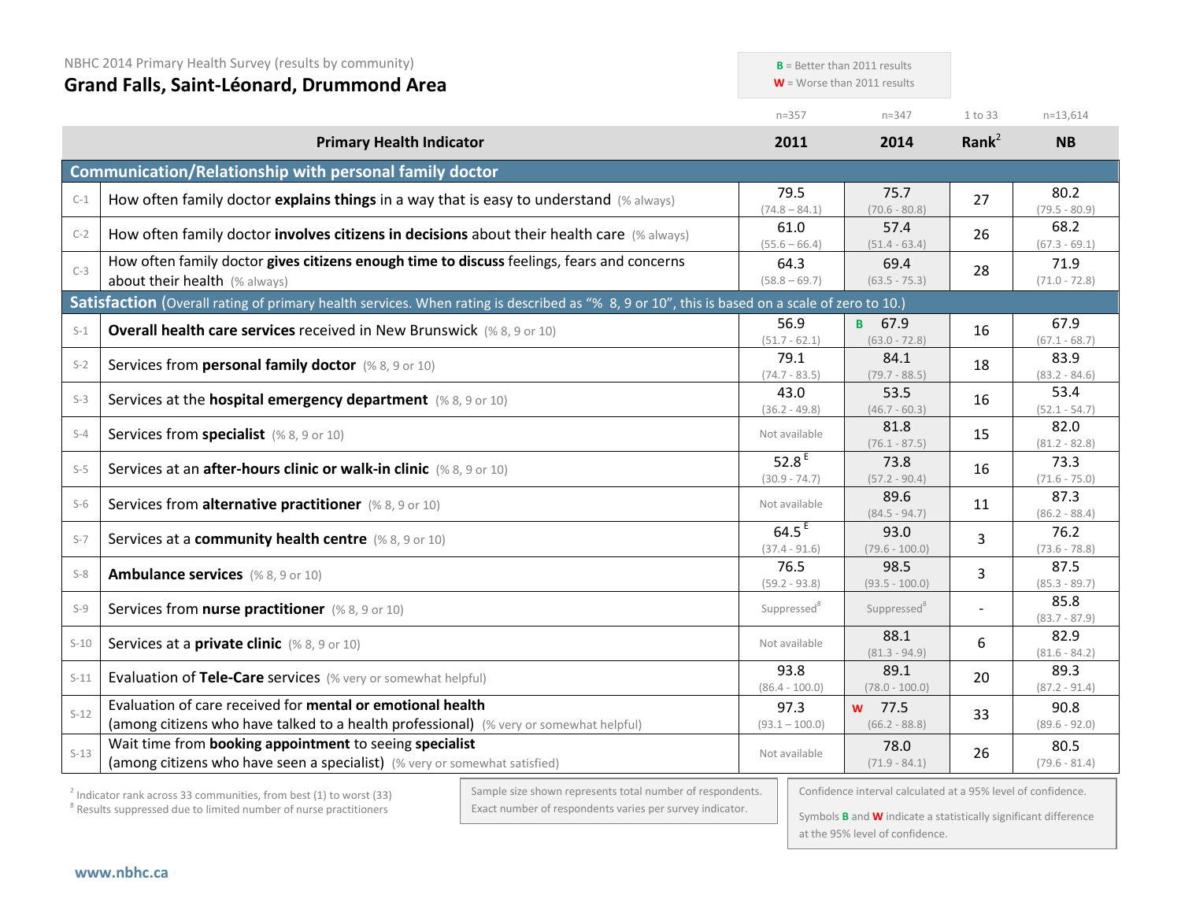NBHC 2014 Primary Health Survey (results by community)

# Grand Falls, Saint-Léonard, Drummond Area

**B** = Better than 2011 results
**W** = Worse than 2011 results

| | Primary Health Indicator | 2011 (n=357) | 2014 (n=347) | Rank[2] (1 to 33) | NB (n=13,614) |
|---|---|---|---|---|---|
| **Communication/Relationship with personal family doctor** | | | | | |
| C-1 | How often family doctor **explains things** in a way that is easy to understand (% always) | 79.5 (74.8 – 84.1) | 75.7 (70.6 - 80.8) | 27 | 80.2 (79.5 - 80.9) |
| C-2 | How often family doctor **involves citizens in decisions** about their health care (% always) | 61.0 (55.6 – 66.4) | 57.4 (51.4 - 63.4) | 26 | 68.2 (67.3 - 69.1) |
| C-3 | How often family doctor **gives citizens enough time to discuss** feelings, fears and concerns about their health (% always) | 64.3 (58.8 – 69.7) | 69.4 (63.5 - 75.3) | 28 | 71.9 (71.0 - 72.8) |
| **Satisfaction** (Overall rating of primary health services. When rating is described as "% 8, 9 or 10", this is based on a scale of zero to 10.) | | | | | |
| S-1 | **Overall health care services** received in New Brunswick (% 8, 9 or 10) | 56.9 (51.7 - 62.1) | **B** 67.9 (63.0 - 72.8) | 16 | 67.9 (67.1 - 68.7) |
| S-2 | Services from **personal family doctor** (% 8, 9 or 10) | 79.1 (74.7 - 83.5) | 84.1 (79.7 - 88.5) | 18 | 83.9 (83.2 - 84.6) |
| S-3 | Services at the **hospital emergency department** (% 8, 9 or 10) | 43.0 (36.2 - 49.8) | 53.5 (46.7 - 60.3) | 16 | 53.4 (52.1 - 54.7) |
| S-4 | Services from **specialist** (% 8, 9 or 10) | Not available | 81.8 (76.1 - 87.5) | 15 | 82.0 (81.2 - 82.8) |
| S-5 | Services at an **after-hours clinic or walk-in clinic** (% 8, 9 or 10) | 52.8 E (30.9 - 74.7) | 73.8 (57.2 - 90.4) | 16 | 73.3 (71.6 - 75.0) |
| S-6 | Services from **alternative practitioner** (% 8, 9 or 10) | Not available | 89.6 (84.5 - 94.7) | 11 | 87.3 (86.2 - 88.4) |
| S-7 | Services at a **community health centre** (% 8, 9 or 10) | 64.5 E (37.4 - 91.6) | 93.0 (79.6 - 100.0) | 3 | 76.2 (73.6 - 78.8) |
| S-8 | **Ambulance services** (% 8, 9 or 10) | 76.5 (59.2 - 93.8) | 98.5 (93.5 - 100.0) | 3 | 87.5 (85.3 - 89.7) |
| S-9 | Services from **nurse practitioner** (% 8, 9 or 10) | Suppressed[8] | Suppressed[8] | - | 85.8 (83.7 - 87.9) |
| S-10 | Services at a **private clinic** (% 8, 9 or 10) | Not available | 88.1 (81.3 - 94.9) | 6 | 82.9 (81.6 - 84.2) |
| S-11 | Evaluation of **Tele-Care** services (% very or somewhat helpful) | 93.8 (86.4 - 100.0) | 89.1 (78.0 - 100.0) | 20 | 89.3 (87.2 - 91.4) |
| S-12 | Evaluation of care received for **mental or emotional health** (among citizens who have talked to a health professional) (% very or somewhat helpful) | 97.3 (93.1 – 100.0) | **W** 77.5 (66.2 - 88.8) | 33 | 90.8 (89.6 - 92.0) |
| S-13 | Wait time from **booking appointment** to seeing **specialist** (among citizens who have seen a specialist) (% very or somewhat satisfied) | Not available | 78.0 (71.9 - 84.1) | 26 | 80.5 (79.6 - 81.4) |

[2] Indicator rank across 33 communities, from best (1) to worst (33)
[8] Results suppressed due to limited number of nurse practitioners

Sample size shown represents total number of respondents. Exact number of respondents varies per survey indicator.

Confidence interval calculated at a 95% level of confidence.

Symbols **B** and **W** indicate a statistically significant difference at the 95% level of confidence.

www.nbhc.ca